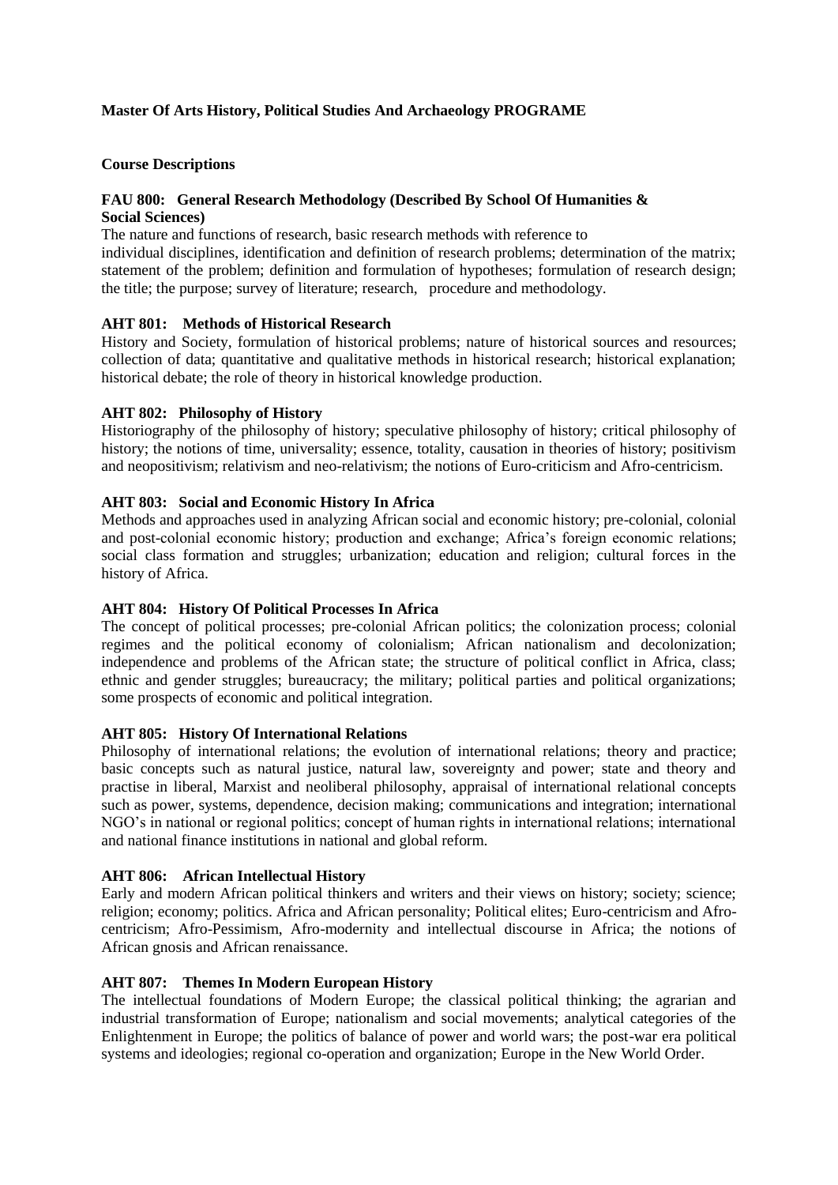**Master Of Arts History, Political Studies And Archaeology PROGRAME**

**Course Descriptions**

**FAU 800: General Research Methodology (Described By School Of Humanities & Social Sciences)**

The nature and functions of research, basic research methods with reference to individual disciplines, identification and definition of research problems; determination of the matrix; statement of the problem; definition and formulation of hypotheses; formulation of research design; the title; the purpose; survey of literature; research, procedure and methodology.

**AHT 801: Methods of Historical Research**

History and Society, formulation of historical problems; nature of historical sources and resources; collection of data; quantitative and qualitative methods in historical research; historical explanation; historical debate; the role of theory in historical knowledge production.

**AHT 802: Philosophy of History**

Historiography of the philosophy of history; speculative philosophy of history; critical philosophy of history; the notions of time, universality; essence, totality, causation in theories of history; positivism and neopositivism; relativism and neo-relativism; the notions of Euro-criticism and Afro-centricism.

**AHT 803: Social and Economic History In Africa**

Methods and approaches used in analyzing African social and economic history; pre-colonial, colonial and post-colonial economic history; production and exchange; Africa's foreign economic relations; social class formation and struggles; urbanization; education and religion; cultural forces in the history of Africa.

**AHT 804: History Of Political Processes In Africa**

The concept of political processes; pre-colonial African politics; the colonization process; colonial regimes and the political economy of colonialism; African nationalism and decolonization; independence and problems of the African state; the structure of political conflict in Africa, class; ethnic and gender struggles; bureaucracy; the military; political parties and political organizations; some prospects of economic and political integration.

**AHT 805: History Of International Relations**

Philosophy of international relations; the evolution of international relations; theory and practice; basic concepts such as natural justice, natural law, sovereignty and power; state and theory and practise in liberal, Marxist and neoliberal philosophy, appraisal of international relational concepts such as power, systems, dependence, decision making; communications and integration; international NGO's in national or regional politics; concept of human rights in international relations; international and national finance institutions in national and global reform.

**AHT 806: African Intellectual History**

Early and modern African political thinkers and writers and their views on history; society; science; religion; economy; politics. Africa and African personality; Political elites; Euro-centricism and Afro-centricism; Afro-Pessimism, Afro-modernity and intellectual discourse in Africa; the notions of African gnosis and African renaissance.

**AHT 807: Themes In Modern European History**

The intellectual foundations of Modern Europe; the classical political thinking; the agrarian and industrial transformation of Europe; nationalism and social movements; analytical categories of the Enlightenment in Europe; the politics of balance of power and world wars; the post-war era political systems and ideologies; regional co-operation and organization; Europe in the New World Order.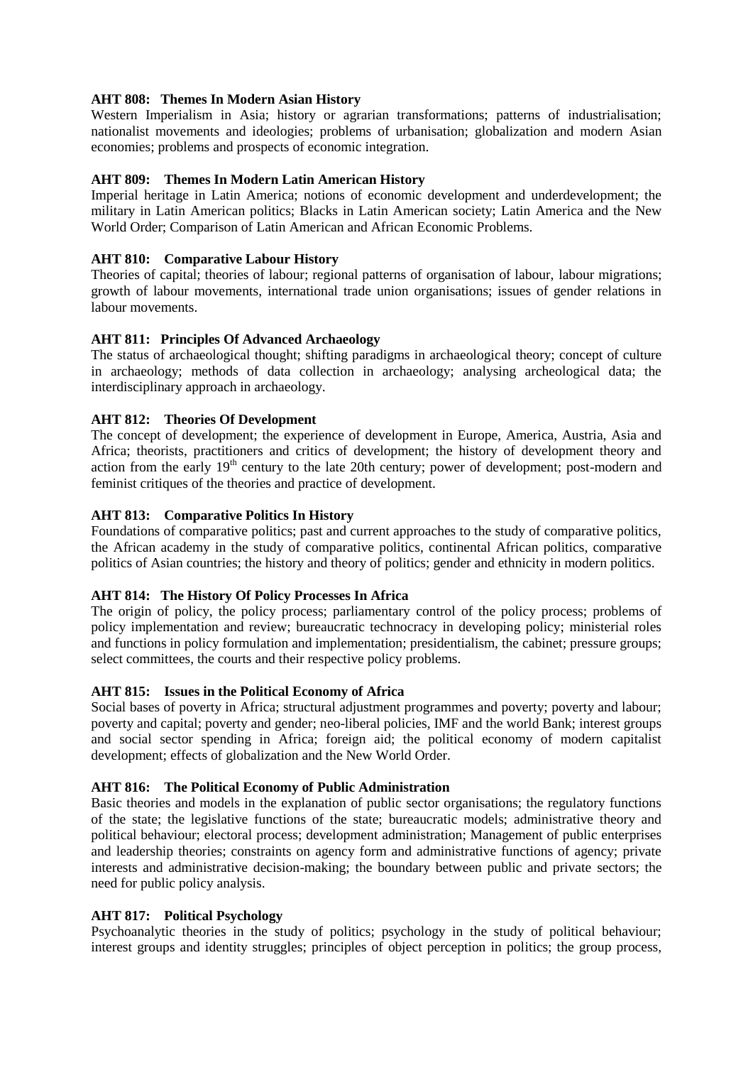**AHT 808: Themes In Modern Asian History**

Western Imperialism in Asia; history or agrarian transformations; patterns of industrialisation; nationalist movements and ideologies; problems of urbanisation; globalization and modern Asian economies; problems and prospects of economic integration.

**AHT 809: Themes In Modern Latin American History**

Imperial heritage in Latin America; notions of economic development and underdevelopment; the military in Latin American politics; Blacks in Latin American society; Latin America and the New World Order; Comparison of Latin American and African Economic Problems.

**AHT 810: Comparative Labour History**

Theories of capital; theories of labour; regional patterns of organisation of labour, labour migrations; growth of labour movements, international trade union organisations; issues of gender relations in labour movements.

**AHT 811: Principles Of Advanced Archaeology**

The status of archaeological thought; shifting paradigms in archaeological theory; concept of culture in archaeology; methods of data collection in archaeology; analysing archeological data; the interdisciplinary approach in archaeology.

**AHT 812: Theories Of Development**

The concept of development; the experience of development in Europe, America, Austria, Asia and Africa; theorists, practitioners and critics of development; the history of development theory and action from the early 19th century to the late 20th century; power of development; post-modern and feminist critiques of the theories and practice of development.

**AHT 813: Comparative Politics In History**

Foundations of comparative politics; past and current approaches to the study of comparative politics, the African academy in the study of comparative politics, continental African politics, comparative politics of Asian countries; the history and theory of politics; gender and ethnicity in modern politics.

**AHT 814: The History Of Policy Processes In Africa**

The origin of policy, the policy process; parliamentary control of the policy process; problems of policy implementation and review; bureaucratic technocracy in developing policy; ministerial roles and functions in policy formulation and implementation; presidentialism, the cabinet; pressure groups; select committees, the courts and their respective policy problems.

**AHT 815: Issues in the Political Economy of Africa**

Social bases of poverty in Africa; structural adjustment programmes and poverty; poverty and labour; poverty and capital; poverty and gender; neo-liberal policies, IMF and the world Bank; interest groups and social sector spending in Africa; foreign aid; the political economy of modern capitalist development; effects of globalization and the New World Order.

**AHT 816: The Political Economy of Public Administration**

Basic theories and models in the explanation of public sector organisations; the regulatory functions of the state; the legislative functions of the state; bureaucratic models; administrative theory and political behaviour; electoral process; development administration; Management of public enterprises and leadership theories; constraints on agency form and administrative functions of agency; private interests and administrative decision-making; the boundary between public and private sectors; the need for public policy analysis.

**AHT 817: Political Psychology**

Psychoanalytic theories in the study of politics; psychology in the study of political behaviour; interest groups and identity struggles; principles of object perception in politics; the group process,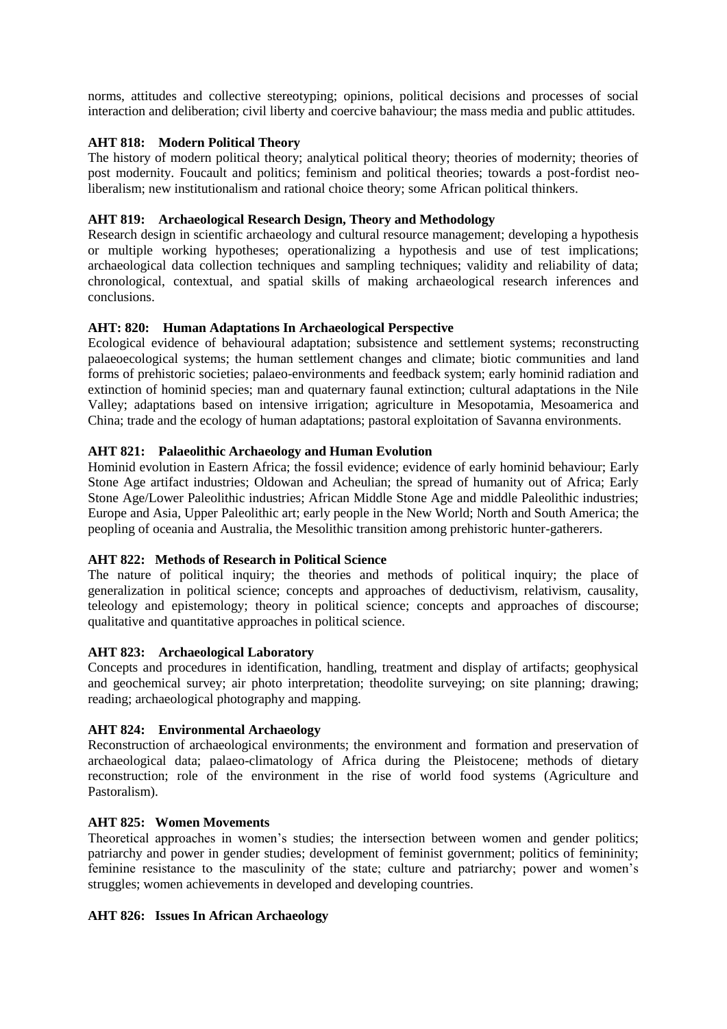norms, attitudes and collective stereotyping; opinions, political decisions and processes of social interaction and deliberation; civil liberty and coercive bahaviour; the mass media and public attitudes.

**AHT 818: Modern Political Theory**

The history of modern political theory; analytical political theory; theories of modernity; theories of post modernity. Foucault and politics; feminism and political theories; towards a post-fordist neo-liberalism; new institutionalism and rational choice theory; some African political thinkers.

**AHT 819: Archaeological Research Design, Theory and Methodology**

Research design in scientific archaeology and cultural resource management; developing a hypothesis or multiple working hypotheses; operationalizing a hypothesis and use of test implications; archaeological data collection techniques and sampling techniques; validity and reliability of data; chronological, contextual, and spatial skills of making archaeological research inferences and conclusions.

**AHT: 820: Human Adaptations In Archaeological Perspective**

Ecological evidence of behavioural adaptation; subsistence and settlement systems; reconstructing palaeoecological systems; the human settlement changes and climate; biotic communities and land forms of prehistoric societies; palaeo-environments and feedback system; early hominid radiation and extinction of hominid species; man and quaternary faunal extinction; cultural adaptations in the Nile Valley; adaptations based on intensive irrigation; agriculture in Mesopotamia, Mesoamerica and China; trade and the ecology of human adaptations; pastoral exploitation of Savanna environments.

**AHT 821: Palaeolithic Archaeology and Human Evolution**

Hominid evolution in Eastern Africa; the fossil evidence; evidence of early hominid behaviour; Early Stone Age artifact industries; Oldowan and Acheulian; the spread of humanity out of Africa; Early Stone Age/Lower Paleolithic industries; African Middle Stone Age and middle Paleolithic industries; Europe and Asia, Upper Paleolithic art; early people in the New World; North and South America; the peopling of oceania and Australia, the Mesolithic transition among prehistoric hunter-gatherers.

**AHT 822: Methods of Research in Political Science**

The nature of political inquiry; the theories and methods of political inquiry; the place of generalization in political science; concepts and approaches of deductivism, relativism, causality, teleology and epistemology; theory in political science; concepts and approaches of discourse; qualitative and quantitative approaches in political science.

**AHT 823: Archaeological Laboratory**

Concepts and procedures in identification, handling, treatment and display of artifacts; geophysical and geochemical survey; air photo interpretation; theodolite surveying; on site planning; drawing; reading; archaeological photography and mapping.

**AHT 824: Environmental Archaeology**

Reconstruction of archaeological environments; the environment and formation and preservation of archaeological data; palaeo-climatology of Africa during the Pleistocene; methods of dietary reconstruction; role of the environment in the rise of world food systems (Agriculture and Pastoralism).

**AHT 825: Women Movements**

Theoretical approaches in women's studies; the intersection between women and gender politics; patriarchy and power in gender studies; development of feminist government; politics of femininity; feminine resistance to the masculinity of the state; culture and patriarchy; power and women's struggles; women achievements in developed and developing countries.

**AHT 826: Issues In African Archaeology**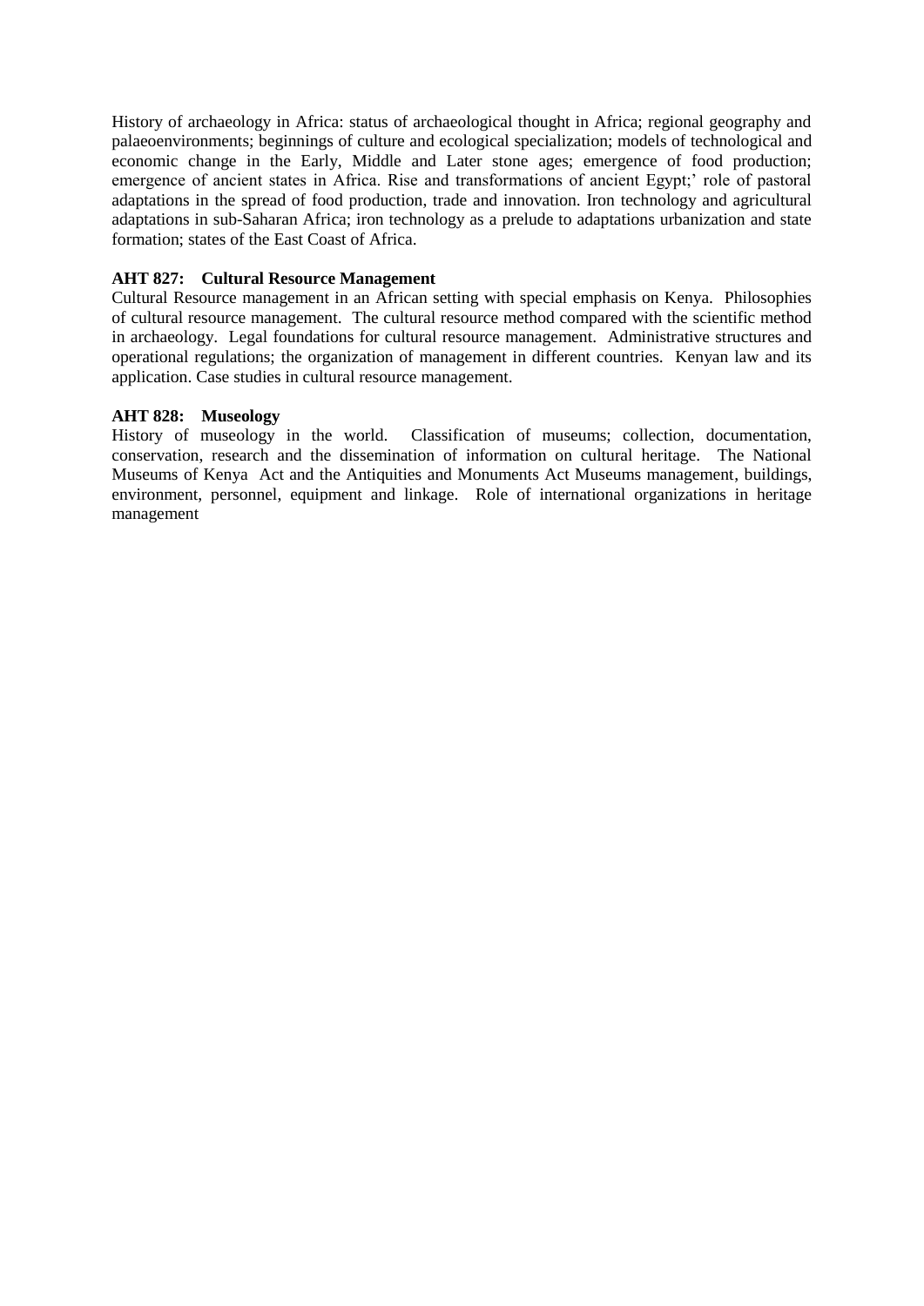History of archaeology in Africa: status of archaeological thought in Africa; regional geography and palaeoenvironments; beginnings of culture and ecological specialization; models of technological and economic change in the Early, Middle and Later stone ages; emergence of food production; emergence of ancient states in Africa. Rise and transformations of ancient Egypt;' role of pastoral adaptations in the spread of food production, trade and innovation. Iron technology and agricultural adaptations in sub-Saharan Africa; iron technology as a prelude to adaptations urbanization and state formation; states of the East Coast of Africa.

**AHT 827: Cultural Resource Management**

Cultural Resource management in an African setting with special emphasis on Kenya. Philosophies of cultural resource management. The cultural resource method compared with the scientific method in archaeology. Legal foundations for cultural resource management. Administrative structures and operational regulations; the organization of management in different countries. Kenyan law and its application. Case studies in cultural resource management.

**AHT 828: Museology**

History of museology in the world. Classification of museums; collection, documentation, conservation, research and the dissemination of information on cultural heritage. The National Museums of Kenya Act and the Antiquities and Monuments Act Museums management, buildings, environment, personnel, equipment and linkage. Role of international organizations in heritage management